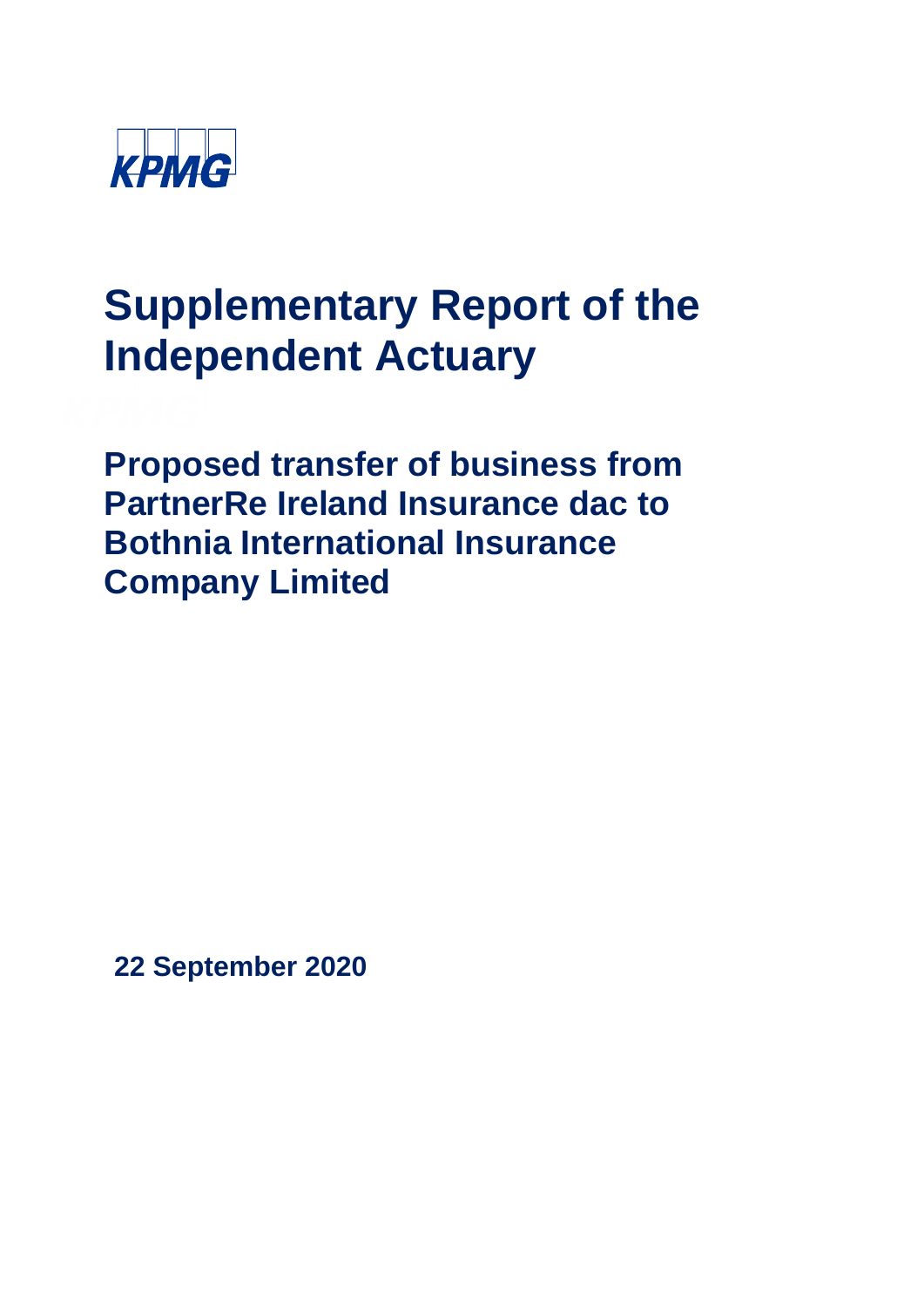KPMG

# Supplementary Report of the Independent Actuary

## Proposed transfer of business from PartnerRe Ireland Insurance dac to Bothnia International Insurance Company Limited

**22 September 2020**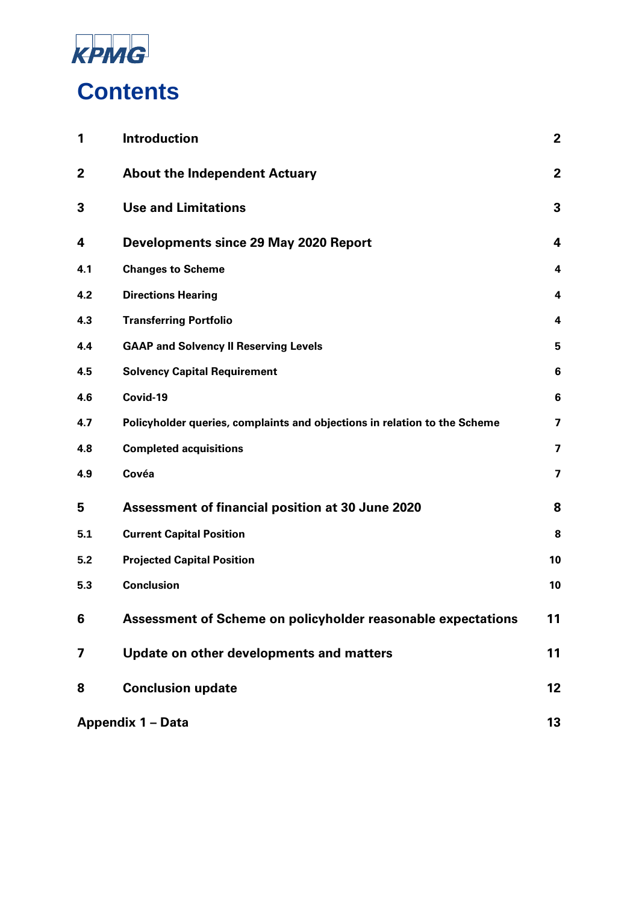# Contents

| | | |
|---|---|---|
| **1** | **Introduction** | **2** |
| **2** | **About the Independent Actuary** | **2** |
| **3** | **Use and Limitations** | **3** |
| **4** | **Developments since 29 May 2020 Report** | **4** |
| 4.1 | Changes to Scheme | 4 |
| 4.2 | Directions Hearing | 4 |
| 4.3 | Transferring Portfolio | 4 |
| 4.4 | GAAP and Solvency II Reserving Levels | 5 |
| 4.5 | Solvency Capital Requirement | 6 |
| 4.6 | Covid-19 | 6 |
| 4.7 | Policyholder queries, complaints and objections in relation to the Scheme | 7 |
| 4.8 | Completed acquisitions | 7 |
| 4.9 | Covéa | 7 |
| **5** | **Assessment of financial position at 30 June 2020** | **8** |
| 5.1 | Current Capital Position | 8 |
| 5.2 | Projected Capital Position | 10 |
| 5.3 | Conclusion | 10 |
| **6** | **Assessment of Scheme on policyholder reasonable expectations** | **11** |
| **7** | **Update on other developments and matters** | **11** |
| **8** | **Conclusion update** | **12** |
| **Appendix 1 – Data** | | **13** |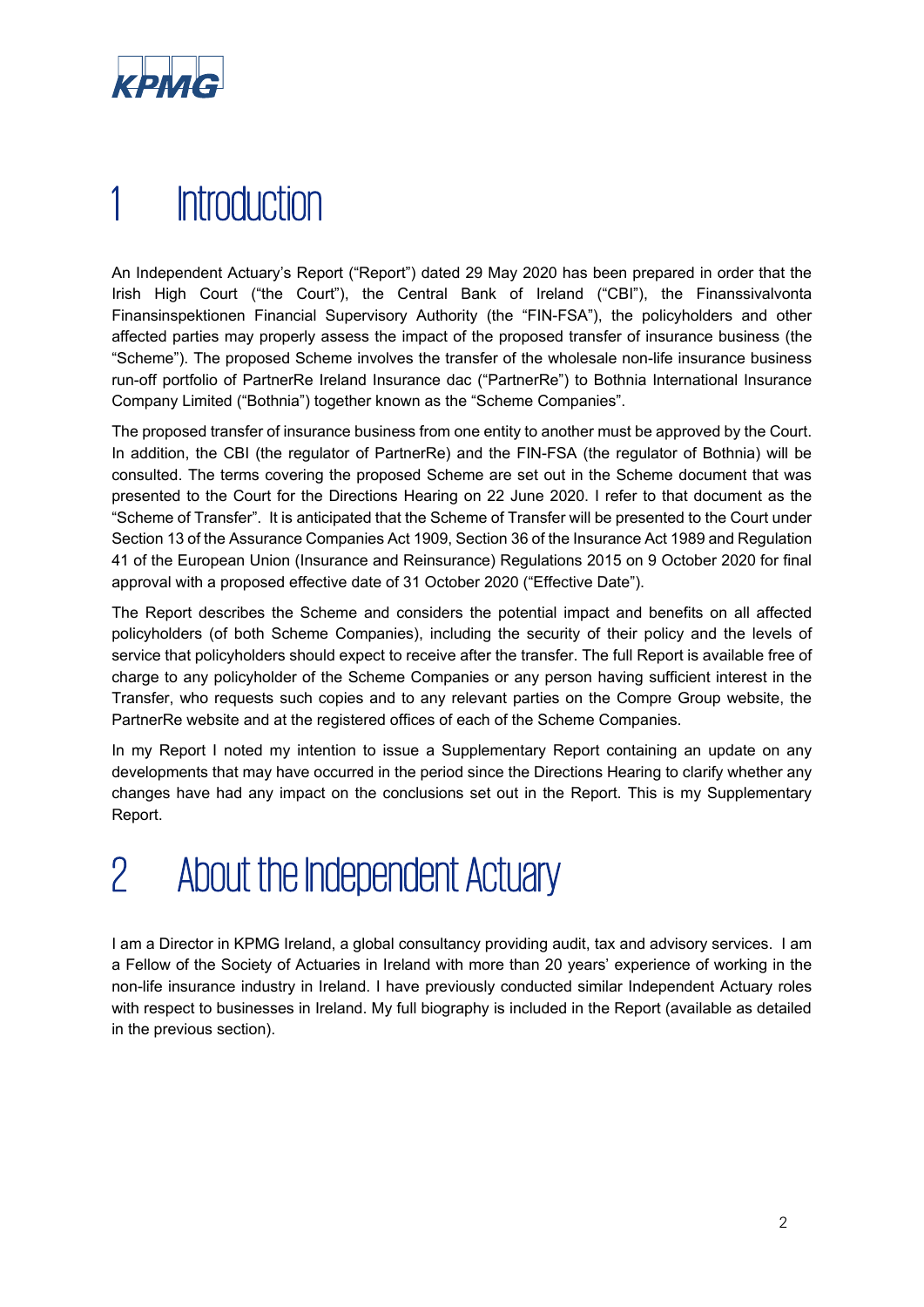# 1 Introduction

An Independent Actuary's Report ("Report") dated 29 May 2020 has been prepared in order that the Irish High Court ("the Court"), the Central Bank of Ireland ("CBI"), the Finanssivalvonta Finansinspektionen Financial Supervisory Authority (the "FIN-FSA"), the policyholders and other affected parties may properly assess the impact of the proposed transfer of insurance business (the "Scheme"). The proposed Scheme involves the transfer of the wholesale non-life insurance business run-off portfolio of PartnerRe Ireland Insurance dac ("PartnerRe") to Bothnia International Insurance Company Limited ("Bothnia") together known as the "Scheme Companies".

The proposed transfer of insurance business from one entity to another must be approved by the Court. In addition, the CBI (the regulator of PartnerRe) and the FIN-FSA (the regulator of Bothnia) will be consulted. The terms covering the proposed Scheme are set out in the Scheme document that was presented to the Court for the Directions Hearing on 22 June 2020. I refer to that document as the "Scheme of Transfer". It is anticipated that the Scheme of Transfer will be presented to the Court under Section 13 of the Assurance Companies Act 1909, Section 36 of the Insurance Act 1989 and Regulation 41 of the European Union (Insurance and Reinsurance) Regulations 2015 on 9 October 2020 for final approval with a proposed effective date of 31 October 2020 ("Effective Date").

The Report describes the Scheme and considers the potential impact and benefits on all affected policyholders (of both Scheme Companies), including the security of their policy and the levels of service that policyholders should expect to receive after the transfer. The full Report is available free of charge to any policyholder of the Scheme Companies or any person having sufficient interest in the Transfer, who requests such copies and to any relevant parties on the Compre Group website, the PartnerRe website and at the registered offices of each of the Scheme Companies.

In my Report I noted my intention to issue a Supplementary Report containing an update on any developments that may have occurred in the period since the Directions Hearing to clarify whether any changes have had any impact on the conclusions set out in the Report. This is my Supplementary Report.

# 2 About the Independent Actuary

I am a Director in KPMG Ireland, a global consultancy providing audit, tax and advisory services. I am a Fellow of the Society of Actuaries in Ireland with more than 20 years' experience of working in the non-life insurance industry in Ireland. I have previously conducted similar Independent Actuary roles with respect to businesses in Ireland. My full biography is included in the Report (available as detailed in the previous section).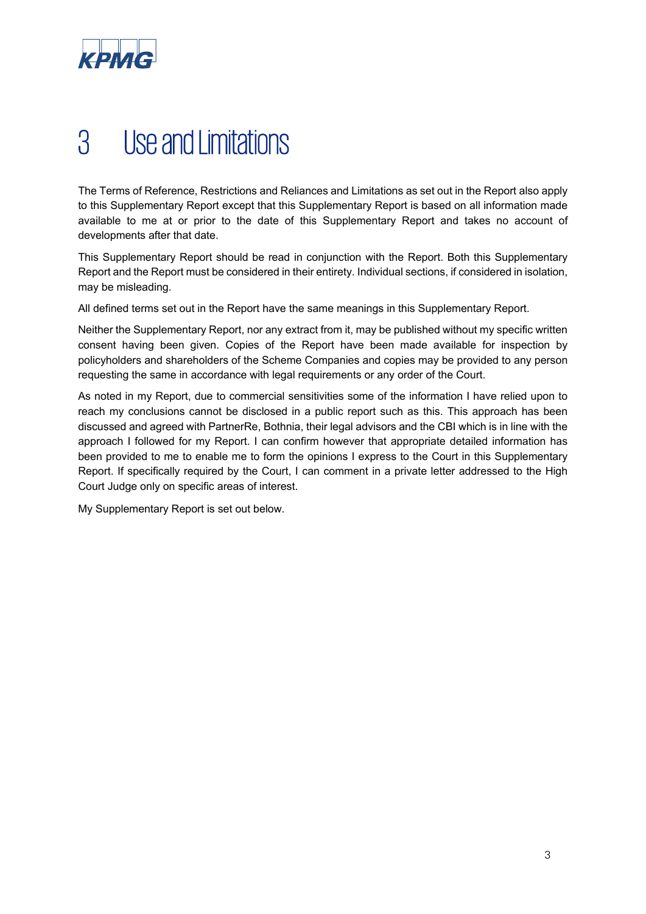# 3 Use and Limitations

The Terms of Reference, Restrictions and Reliances and Limitations as set out in the Report also apply to this Supplementary Report except that this Supplementary Report is based on all information made available to me at or prior to the date of this Supplementary Report and takes no account of developments after that date.

This Supplementary Report should be read in conjunction with the Report. Both this Supplementary Report and the Report must be considered in their entirety. Individual sections, if considered in isolation, may be misleading.

All defined terms set out in the Report have the same meanings in this Supplementary Report.

Neither the Supplementary Report, nor any extract from it, may be published without my specific written consent having been given. Copies of the Report have been made available for inspection by policyholders and shareholders of the Scheme Companies and copies may be provided to any person requesting the same in accordance with legal requirements or any order of the Court.

As noted in my Report, due to commercial sensitivities some of the information I have relied upon to reach my conclusions cannot be disclosed in a public report such as this. This approach has been discussed and agreed with PartnerRe, Bothnia, their legal advisors and the CBI which is in line with the approach I followed for my Report. I can confirm however that appropriate detailed information has been provided to me to enable me to form the opinions I express to the Court in this Supplementary Report. If specifically required by the Court, I can comment in a private letter addressed to the High Court Judge only on specific areas of interest.

My Supplementary Report is set out below.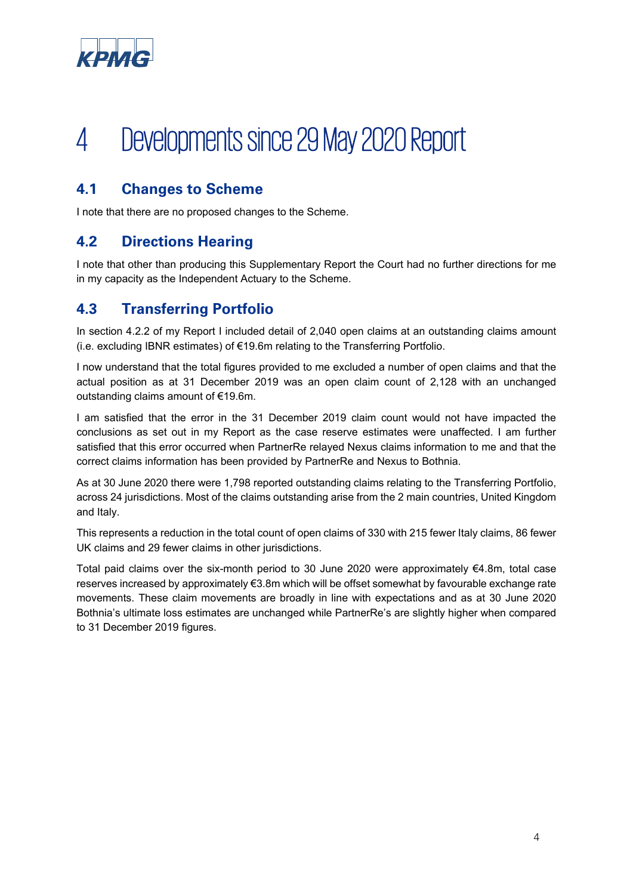# 4 Developments since 29 May 2020 Report

## 4.1 Changes to Scheme

I note that there are no proposed changes to the Scheme.

## 4.2 Directions Hearing

I note that other than producing this Supplementary Report the Court had no further directions for me in my capacity as the Independent Actuary to the Scheme.

## 4.3 Transferring Portfolio

In section 4.2.2 of my Report I included detail of 2,040 open claims at an outstanding claims amount (i.e. excluding IBNR estimates) of €19.6m relating to the Transferring Portfolio.

I now understand that the total figures provided to me excluded a number of open claims and that the actual position as at 31 December 2019 was an open claim count of 2,128 with an unchanged outstanding claims amount of €19.6m.

I am satisfied that the error in the 31 December 2019 claim count would not have impacted the conclusions as set out in my Report as the case reserve estimates were unaffected. I am further satisfied that this error occurred when PartnerRe relayed Nexus claims information to me and that the correct claims information has been provided by PartnerRe and Nexus to Bothnia.

As at 30 June 2020 there were 1,798 reported outstanding claims relating to the Transferring Portfolio, across 24 jurisdictions. Most of the claims outstanding arise from the 2 main countries, United Kingdom and Italy.

This represents a reduction in the total count of open claims of 330 with 215 fewer Italy claims, 86 fewer UK claims and 29 fewer claims in other jurisdictions.

Total paid claims over the six-month period to 30 June 2020 were approximately €4.8m, total case reserves increased by approximately €3.8m which will be offset somewhat by favourable exchange rate movements. These claim movements are broadly in line with expectations and as at 30 June 2020 Bothnia's ultimate loss estimates are unchanged while PartnerRe's are slightly higher when compared to 31 December 2019 figures.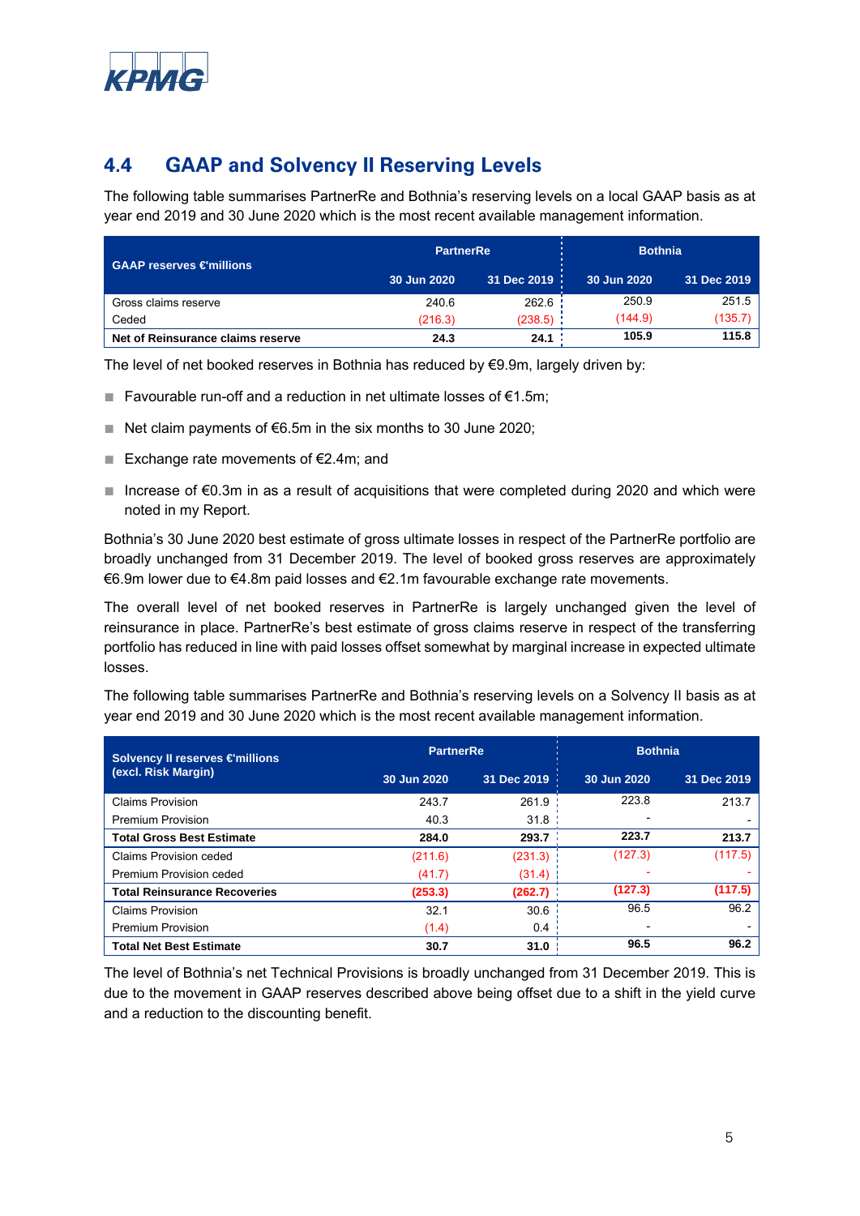## 4.4 GAAP and Solvency II Reserving Levels

The following table summarises PartnerRe and Bothnia's reserving levels on a local GAAP basis as at year end 2019 and 30 June 2020 which is the most recent available management information.

| GAAP reserves €'millions | PartnerRe | | Bothnia | |
|---|---|---|---|---|
| | 30 Jun 2020 | 31 Dec 2019 | 30 Jun 2020 | 31 Dec 2019 |
| Gross claims reserve | 240.6 | 262.6 | 250.9 | 251.5 |
| Ceded | (216.3) | (238.5) | (144.9) | (135.7) |
| **Net of Reinsurance claims reserve** | **24.3** | **24.1** | **105.9** | **115.8** |

The level of net booked reserves in Bothnia has reduced by €9.9m, largely driven by:

- Favourable run-off and a reduction in net ultimate losses of €1.5m;
- Net claim payments of €6.5m in the six months to 30 June 2020;
- Exchange rate movements of €2.4m; and
- Increase of €0.3m in as a result of acquisitions that were completed during 2020 and which were noted in my Report.

Bothnia's 30 June 2020 best estimate of gross ultimate losses in respect of the PartnerRe portfolio are broadly unchanged from 31 December 2019. The level of booked gross reserves are approximately €6.9m lower due to €4.8m paid losses and €2.1m favourable exchange rate movements.

The overall level of net booked reserves in PartnerRe is largely unchanged given the level of reinsurance in place. PartnerRe's best estimate of gross claims reserve in respect of the transferring portfolio has reduced in line with paid losses offset somewhat by marginal increase in expected ultimate losses.

The following table summarises PartnerRe and Bothnia's reserving levels on a Solvency II basis as at year end 2019 and 30 June 2020 which is the most recent available management information.

| Solvency II reserves €'millions (excl. Risk Margin) | PartnerRe | | Bothnia | |
|---|---|---|---|---|
| | 30 Jun 2020 | 31 Dec 2019 | 30 Jun 2020 | 31 Dec 2019 |
| Claims Provision | 243.7 | 261.9 | 223.8 | 213.7 |
| Premium Provision | 40.3 | 31.8 | - | - |
| **Total Gross Best Estimate** | **284.0** | **293.7** | **223.7** | **213.7** |
| Claims Provision ceded | (211.6) | (231.3) | (127.3) | (117.5) |
| Premium Provision ceded | (41.7) | (31.4) | - | - |
| **Total Reinsurance Recoveries** | **(253.3)** | **(262.7)** | **(127.3)** | **(117.5)** |
| Claims Provision | 32.1 | 30.6 | 96.5 | 96.2 |
| Premium Provision | (1.4) | 0.4 | - | - |
| **Total Net Best Estimate** | **30.7** | **31.0** | **96.5** | **96.2** |

The level of Bothnia's net Technical Provisions is broadly unchanged from 31 December 2019. This is due to the movement in GAAP reserves described above being offset due to a shift in the yield curve and a reduction to the discounting benefit.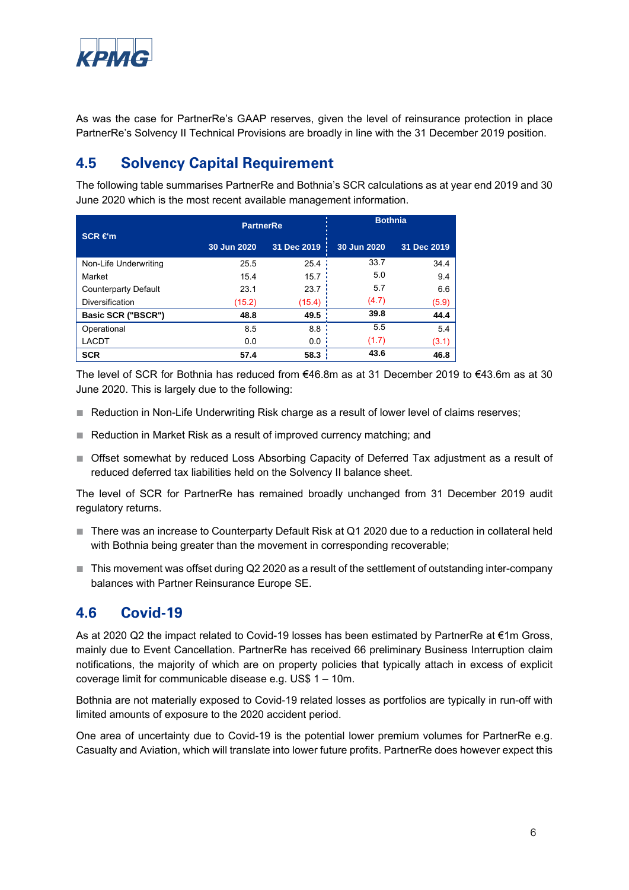As was the case for PartnerRe's GAAP reserves, given the level of reinsurance protection in place PartnerRe's Solvency II Technical Provisions are broadly in line with the 31 December 2019 position.

## 4.5 Solvency Capital Requirement

The following table summarises PartnerRe and Bothnia's SCR calculations as at year end 2019 and 30 June 2020 which is the most recent available management information.

| SCR €'m | PartnerRe | | Bothnia | |
|---|---|---|---|---|
| | 30 Jun 2020 | 31 Dec 2019 | 30 Jun 2020 | 31 Dec 2019 |
| Non-Life Underwriting | 25.5 | 25.4 | 33.7 | 34.4 |
| Market | 15.4 | 15.7 | 5.0 | 9.4 |
| Counterparty Default | 23.1 | 23.7 | 5.7 | 6.6 |
| Diversification | (15.2) | (15.4) | (4.7) | (5.9) |
| **Basic SCR ("BSCR")** | **48.8** | **49.5** | **39.8** | **44.4** |
| Operational | 8.5 | 8.8 | 5.5 | 5.4 |
| LACDT | 0.0 | 0.0 | (1.7) | (3.1) |
| **SCR** | **57.4** | **58.3** | **43.6** | **46.8** |

The level of SCR for Bothnia has reduced from €46.8m as at 31 December 2019 to €43.6m as at 30 June 2020. This is largely due to the following:

- Reduction in Non-Life Underwriting Risk charge as a result of lower level of claims reserves;
- Reduction in Market Risk as a result of improved currency matching; and
- Offset somewhat by reduced Loss Absorbing Capacity of Deferred Tax adjustment as a result of reduced deferred tax liabilities held on the Solvency II balance sheet.

The level of SCR for PartnerRe has remained broadly unchanged from 31 December 2019 audit regulatory returns.

- There was an increase to Counterparty Default Risk at Q1 2020 due to a reduction in collateral held with Bothnia being greater than the movement in corresponding recoverable;
- This movement was offset during Q2 2020 as a result of the settlement of outstanding inter-company balances with Partner Reinsurance Europe SE.

## 4.6 Covid-19

As at 2020 Q2 the impact related to Covid-19 losses has been estimated by PartnerRe at €1m Gross, mainly due to Event Cancellation. PartnerRe has received 66 preliminary Business Interruption claim notifications, the majority of which are on property policies that typically attach in excess of explicit coverage limit for communicable disease e.g. US$ 1 – 10m.

Bothnia are not materially exposed to Covid-19 related losses as portfolios are typically in run-off with limited amounts of exposure to the 2020 accident period.

One area of uncertainty due to Covid-19 is the potential lower premium volumes for PartnerRe e.g. Casualty and Aviation, which will translate into lower future profits. PartnerRe does however expect this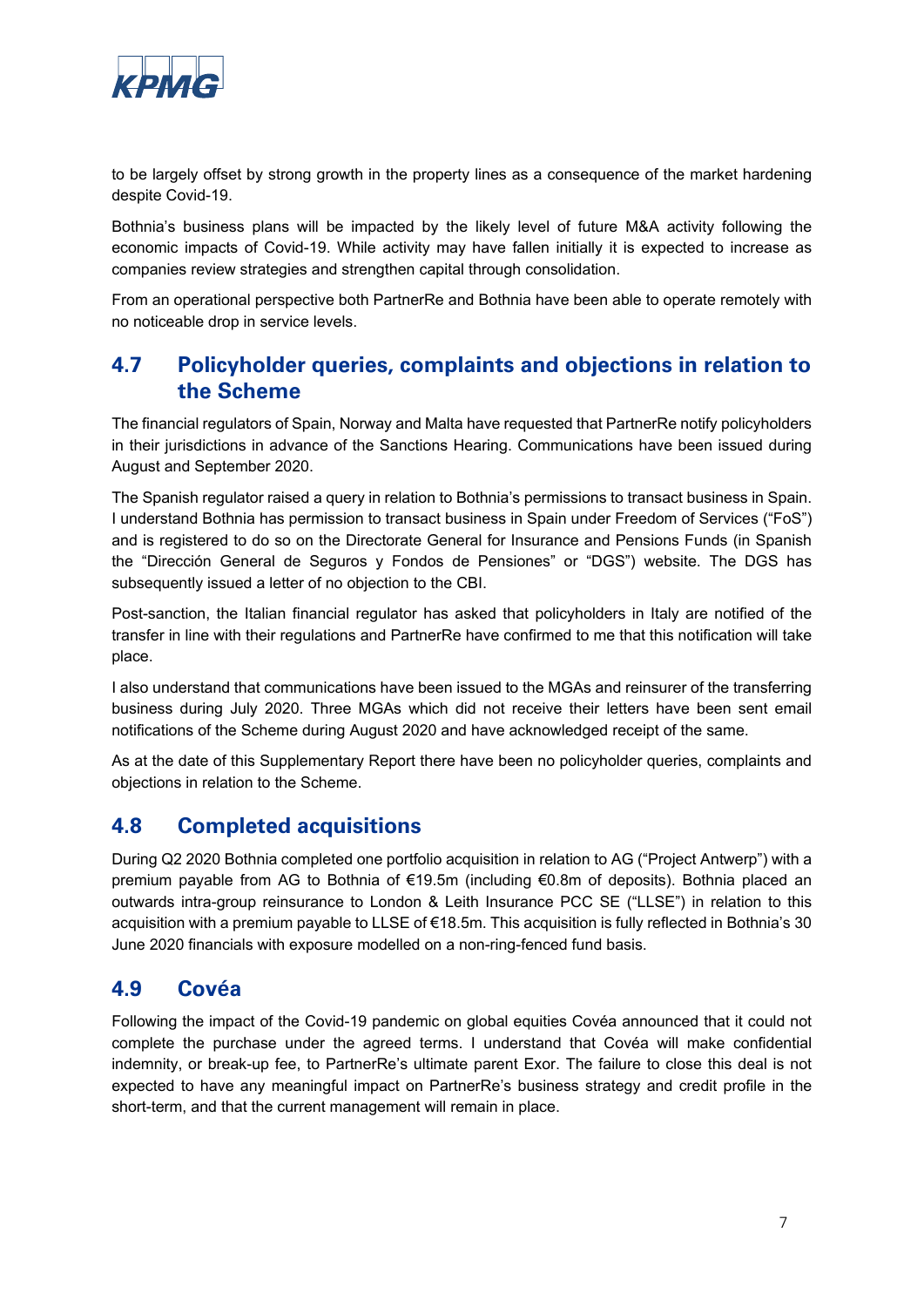to be largely offset by strong growth in the property lines as a consequence of the market hardening despite Covid-19.

Bothnia's business plans will be impacted by the likely level of future M&A activity following the economic impacts of Covid-19. While activity may have fallen initially it is expected to increase as companies review strategies and strengthen capital through consolidation.

From an operational perspective both PartnerRe and Bothnia have been able to operate remotely with no noticeable drop in service levels.

## 4.7 Policyholder queries, complaints and objections in relation to the Scheme

The financial regulators of Spain, Norway and Malta have requested that PartnerRe notify policyholders in their jurisdictions in advance of the Sanctions Hearing. Communications have been issued during August and September 2020.

The Spanish regulator raised a query in relation to Bothnia's permissions to transact business in Spain. I understand Bothnia has permission to transact business in Spain under Freedom of Services ("FoS") and is registered to do so on the Directorate General for Insurance and Pensions Funds (in Spanish the "Dirección General de Seguros y Fondos de Pensiones" or "DGS") website. The DGS has subsequently issued a letter of no objection to the CBI.

Post-sanction, the Italian financial regulator has asked that policyholders in Italy are notified of the transfer in line with their regulations and PartnerRe have confirmed to me that this notification will take place.

I also understand that communications have been issued to the MGAs and reinsurer of the transferring business during July 2020. Three MGAs which did not receive their letters have been sent email notifications of the Scheme during August 2020 and have acknowledged receipt of the same.

As at the date of this Supplementary Report there have been no policyholder queries, complaints and objections in relation to the Scheme.

## 4.8 Completed acquisitions

During Q2 2020 Bothnia completed one portfolio acquisition in relation to AG ("Project Antwerp") with a premium payable from AG to Bothnia of €19.5m (including €0.8m of deposits). Bothnia placed an outwards intra-group reinsurance to London & Leith Insurance PCC SE ("LLSE") in relation to this acquisition with a premium payable to LLSE of €18.5m. This acquisition is fully reflected in Bothnia's 30 June 2020 financials with exposure modelled on a non-ring-fenced fund basis.

## 4.9 Covéa

Following the impact of the Covid-19 pandemic on global equities Covéa announced that it could not complete the purchase under the agreed terms. I understand that Covéa will make confidential indemnity, or break-up fee, to PartnerRe's ultimate parent Exor. The failure to close this deal is not expected to have any meaningful impact on PartnerRe's business strategy and credit profile in the short-term, and that the current management will remain in place.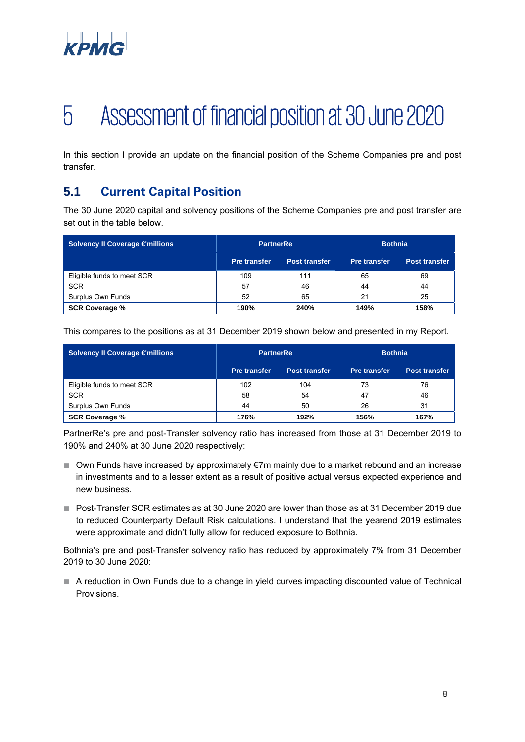# 5 Assessment of financial position at 30 June 2020

In this section I provide an update on the financial position of the Scheme Companies pre and post transfer.

## 5.1 Current Capital Position

The 30 June 2020 capital and solvency positions of the Scheme Companies pre and post transfer are set out in the table below.

| Solvency II Coverage €'millions | PartnerRe | | Bothnia | |
|---|---|---|---|---|
| | Pre transfer | Post transfer | Pre transfer | Post transfer |
| Eligible funds to meet SCR | 109 | 111 | 65 | 69 |
| SCR | 57 | 46 | 44 | 44 |
| Surplus Own Funds | 52 | 65 | 21 | 25 |
| **SCR Coverage %** | **190%** | **240%** | **149%** | **158%** |

This compares to the positions as at 31 December 2019 shown below and presented in my Report.

| Solvency II Coverage €'millions | PartnerRe | | Bothnia | |
|---|---|---|---|---|
| | Pre transfer | Post transfer | Pre transfer | Post transfer |
| Eligible funds to meet SCR | 102 | 104 | 73 | 76 |
| SCR | 58 | 54 | 47 | 46 |
| Surplus Own Funds | 44 | 50 | 26 | 31 |
| **SCR Coverage %** | **176%** | **192%** | **156%** | **167%** |

PartnerRe's pre and post-Transfer solvency ratio has increased from those at 31 December 2019 to 190% and 240% at 30 June 2020 respectively:

- Own Funds have increased by approximately €7m mainly due to a market rebound and an increase in investments and to a lesser extent as a result of positive actual versus expected experience and new business.
- Post-Transfer SCR estimates as at 30 June 2020 are lower than those as at 31 December 2019 due to reduced Counterparty Default Risk calculations. I understand that the yearend 2019 estimates were approximate and didn't fully allow for reduced exposure to Bothnia.

Bothnia's pre and post-Transfer solvency ratio has reduced by approximately 7% from 31 December 2019 to 30 June 2020:

- A reduction in Own Funds due to a change in yield curves impacting discounted value of Technical Provisions.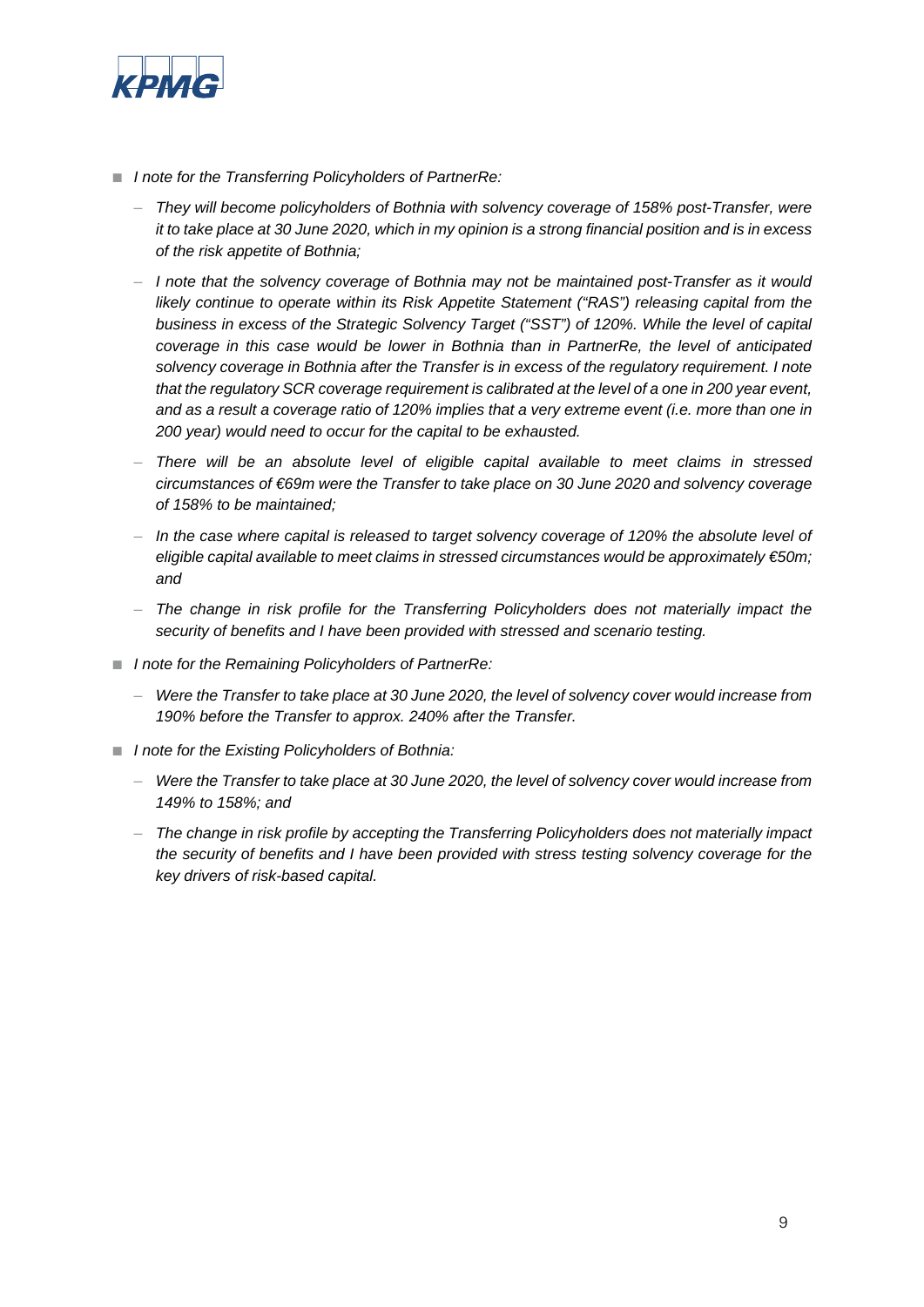- *I note for the Transferring Policyholders of PartnerRe:*
  - *They will become policyholders of Bothnia with solvency coverage of 158% post-Transfer, were it to take place at 30 June 2020, which in my opinion is a strong financial position and is in excess of the risk appetite of Bothnia;*
  - *I note that the solvency coverage of Bothnia may not be maintained post-Transfer as it would likely continue to operate within its Risk Appetite Statement ("RAS") releasing capital from the business in excess of the Strategic Solvency Target ("SST") of 120%. While the level of capital coverage in this case would be lower in Bothnia than in PartnerRe, the level of anticipated solvency coverage in Bothnia after the Transfer is in excess of the regulatory requirement. I note that the regulatory SCR coverage requirement is calibrated at the level of a one in 200 year event, and as a result a coverage ratio of 120% implies that a very extreme event (i.e. more than one in 200 year) would need to occur for the capital to be exhausted.*
  - *There will be an absolute level of eligible capital available to meet claims in stressed circumstances of €69m were the Transfer to take place on 30 June 2020 and solvency coverage of 158% to be maintained;*
  - *In the case where capital is released to target solvency coverage of 120% the absolute level of eligible capital available to meet claims in stressed circumstances would be approximately €50m; and*
  - *The change in risk profile for the Transferring Policyholders does not materially impact the security of benefits and I have been provided with stressed and scenario testing.*
- *I note for the Remaining Policyholders of PartnerRe:*
  - *Were the Transfer to take place at 30 June 2020, the level of solvency cover would increase from 190% before the Transfer to approx. 240% after the Transfer.*
- *I note for the Existing Policyholders of Bothnia:*
  - *Were the Transfer to take place at 30 June 2020, the level of solvency cover would increase from 149% to 158%; and*
  - *The change in risk profile by accepting the Transferring Policyholders does not materially impact the security of benefits and I have been provided with stress testing solvency coverage for the key drivers of risk-based capital.*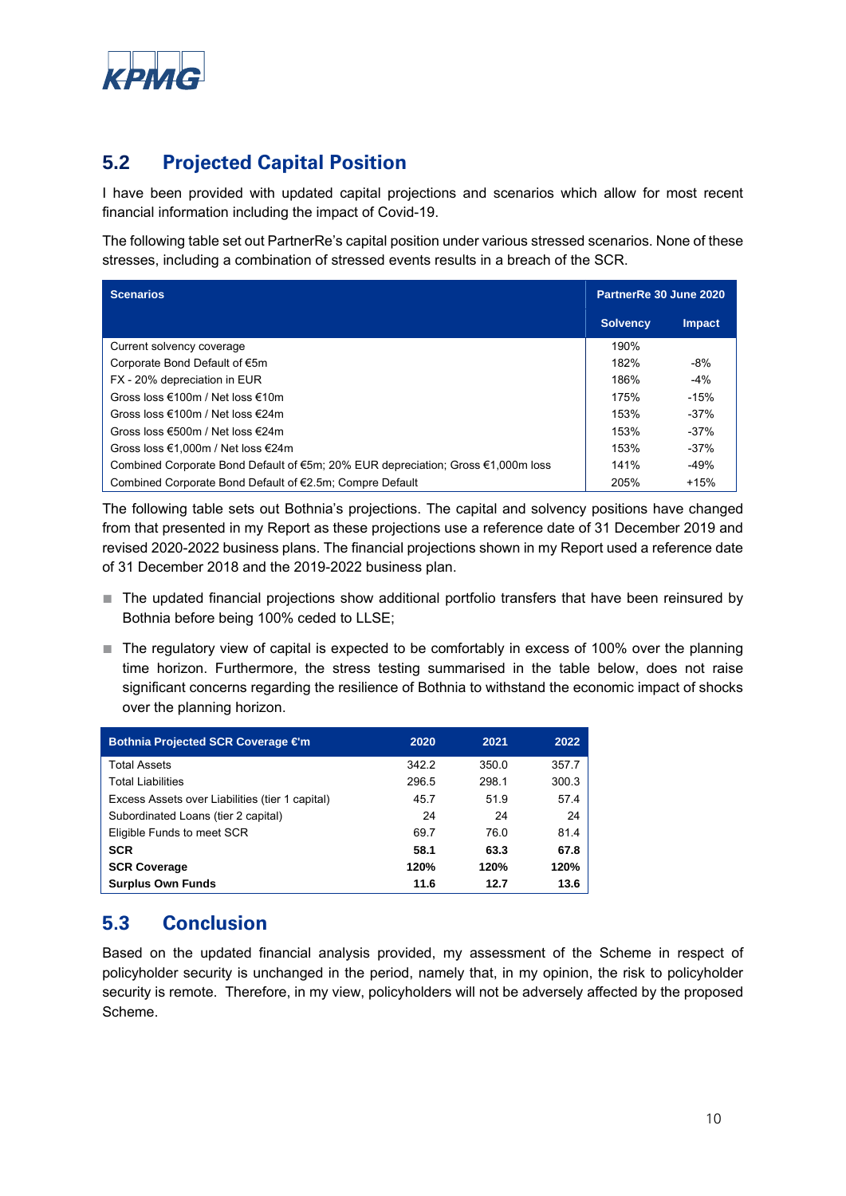## 5.2 Projected Capital Position

I have been provided with updated capital projections and scenarios which allow for most recent financial information including the impact of Covid-19.

The following table set out PartnerRe's capital position under various stressed scenarios. None of these stresses, including a combination of stressed events results in a breach of the SCR.

| Scenarios | PartnerRe 30 June 2020 | |
|---|---|---|
| | Solvency | Impact |
| Current solvency coverage | 190% | |
| Corporate Bond Default of €5m | 182% | -8% |
| FX - 20% depreciation in EUR | 186% | -4% |
| Gross loss €100m / Net loss €10m | 175% | -15% |
| Gross loss €100m / Net loss €24m | 153% | -37% |
| Gross loss €500m / Net loss €24m | 153% | -37% |
| Gross loss €1,000m / Net loss €24m | 153% | -37% |
| Combined Corporate Bond Default of €5m; 20% EUR depreciation; Gross €1,000m loss | 141% | -49% |
| Combined Corporate Bond Default of €2.5m; Compre Default | 205% | +15% |

The following table sets out Bothnia's projections. The capital and solvency positions have changed from that presented in my Report as these projections use a reference date of 31 December 2019 and revised 2020-2022 business plans. The financial projections shown in my Report used a reference date of 31 December 2018 and the 2019-2022 business plan.

- The updated financial projections show additional portfolio transfers that have been reinsured by Bothnia before being 100% ceded to LLSE;
- The regulatory view of capital is expected to be comfortably in excess of 100% over the planning time horizon. Furthermore, the stress testing summarised in the table below, does not raise significant concerns regarding the resilience of Bothnia to withstand the economic impact of shocks over the planning horizon.

| Bothnia Projected SCR Coverage €'m | 2020 | 2021 | 2022 |
|---|---|---|---|
| Total Assets | 342.2 | 350.0 | 357.7 |
| Total Liabilities | 296.5 | 298.1 | 300.3 |
| Excess Assets over Liabilities (tier 1 capital) | 45.7 | 51.9 | 57.4 |
| Subordinated Loans (tier 2 capital) | 24 | 24 | 24 |
| Eligible Funds to meet SCR | 69.7 | 76.0 | 81.4 |
| **SCR** | **58.1** | **63.3** | **67.8** |
| **SCR Coverage** | **120%** | **120%** | **120%** |
| **Surplus Own Funds** | **11.6** | **12.7** | **13.6** |

## 5.3 Conclusion

Based on the updated financial analysis provided, my assessment of the Scheme in respect of policyholder security is unchanged in the period, namely that, in my opinion, the risk to policyholder security is remote. Therefore, in my view, policyholders will not be adversely affected by the proposed Scheme.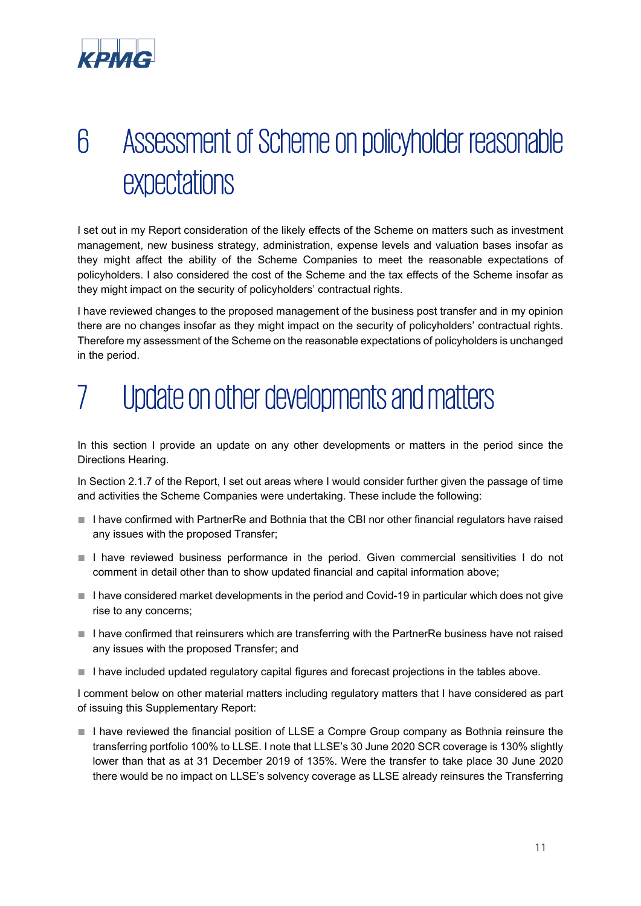# 6 Assessment of Scheme on policyholder reasonable expectations

I set out in my Report consideration of the likely effects of the Scheme on matters such as investment management, new business strategy, administration, expense levels and valuation bases insofar as they might affect the ability of the Scheme Companies to meet the reasonable expectations of policyholders. I also considered the cost of the Scheme and the tax effects of the Scheme insofar as they might impact on the security of policyholders' contractual rights.

I have reviewed changes to the proposed management of the business post transfer and in my opinion there are no changes insofar as they might impact on the security of policyholders' contractual rights. Therefore my assessment of the Scheme on the reasonable expectations of policyholders is unchanged in the period.

# 7 Update on other developments and matters

In this section I provide an update on any other developments or matters in the period since the Directions Hearing.

In Section 2.1.7 of the Report, I set out areas where I would consider further given the passage of time and activities the Scheme Companies were undertaking. These include the following:

- I have confirmed with PartnerRe and Bothnia that the CBI nor other financial regulators have raised any issues with the proposed Transfer;
- I have reviewed business performance in the period. Given commercial sensitivities I do not comment in detail other than to show updated financial and capital information above;
- I have considered market developments in the period and Covid-19 in particular which does not give rise to any concerns;
- I have confirmed that reinsurers which are transferring with the PartnerRe business have not raised any issues with the proposed Transfer; and
- I have included updated regulatory capital figures and forecast projections in the tables above.

I comment below on other material matters including regulatory matters that I have considered as part of issuing this Supplementary Report:

- I have reviewed the financial position of LLSE a Compre Group company as Bothnia reinsure the transferring portfolio 100% to LLSE. I note that LLSE's 30 June 2020 SCR coverage is 130% slightly lower than that as at 31 December 2019 of 135%. Were the transfer to take place 30 June 2020 there would be no impact on LLSE's solvency coverage as LLSE already reinsures the Transferring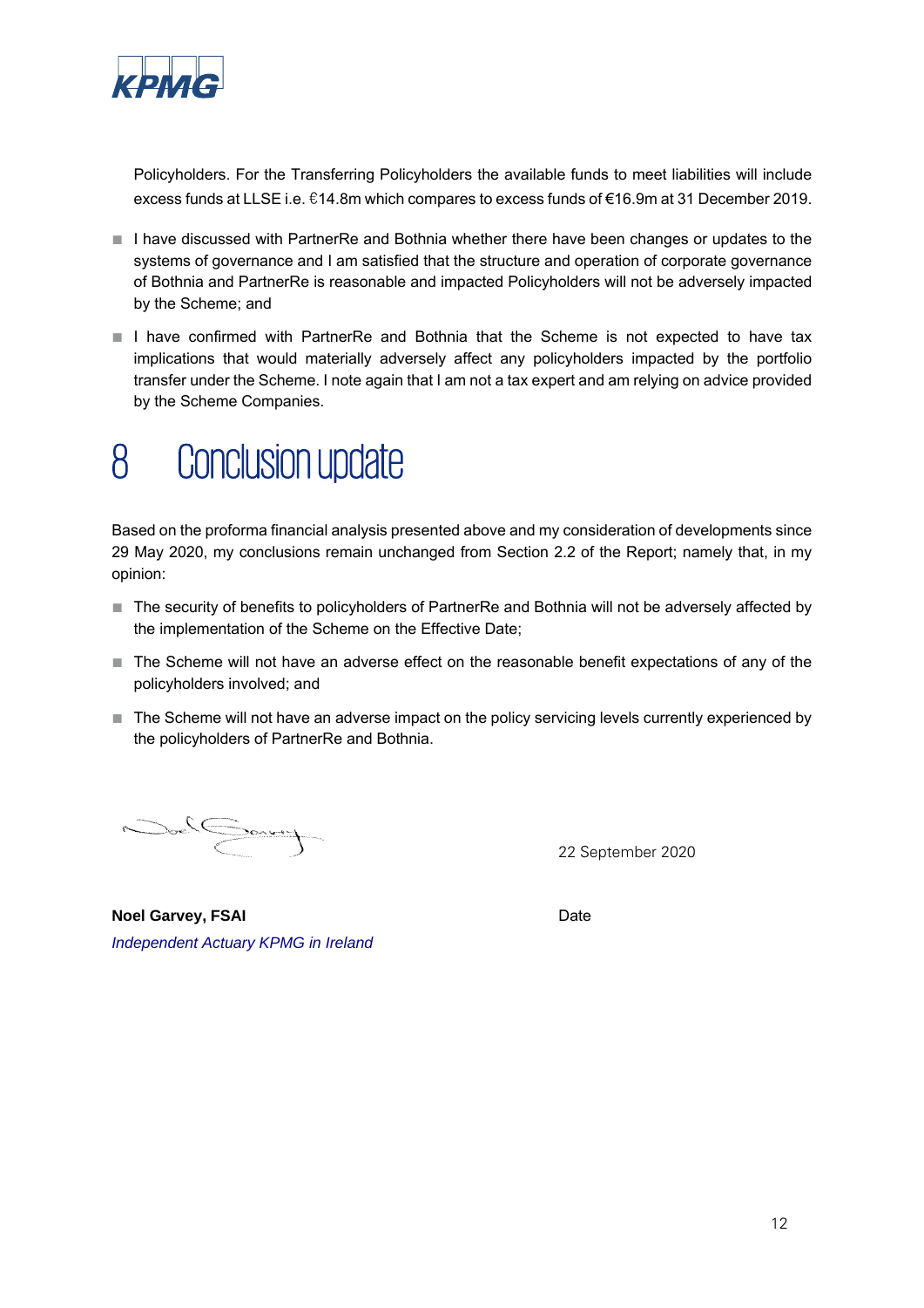Policyholders. For the Transferring Policyholders the available funds to meet liabilities will include excess funds at LLSE i.e. €14.8m which compares to excess funds of €16.9m at 31 December 2019.

- I have discussed with PartnerRe and Bothnia whether there have been changes or updates to the systems of governance and I am satisfied that the structure and operation of corporate governance of Bothnia and PartnerRe is reasonable and impacted Policyholders will not be adversely impacted by the Scheme; and
- I have confirmed with PartnerRe and Bothnia that the Scheme is not expected to have tax implications that would materially adversely affect any policyholders impacted by the portfolio transfer under the Scheme. I note again that I am not a tax expert and am relying on advice provided by the Scheme Companies.

# 8 Conclusion update

Based on the proforma financial analysis presented above and my consideration of developments since 29 May 2020, my conclusions remain unchanged from Section 2.2 of the Report; namely that, in my opinion:

- The security of benefits to policyholders of PartnerRe and Bothnia will not be adversely affected by the implementation of the Scheme on the Effective Date;
- The Scheme will not have an adverse effect on the reasonable benefit expectations of any of the policyholders involved; and
- The Scheme will not have an adverse impact on the policy servicing levels currently experienced by the policyholders of PartnerRe and Bothnia.

22 September 2020

**Noel Garvey, FSAI**
*Independent Actuary KPMG in Ireland*

Date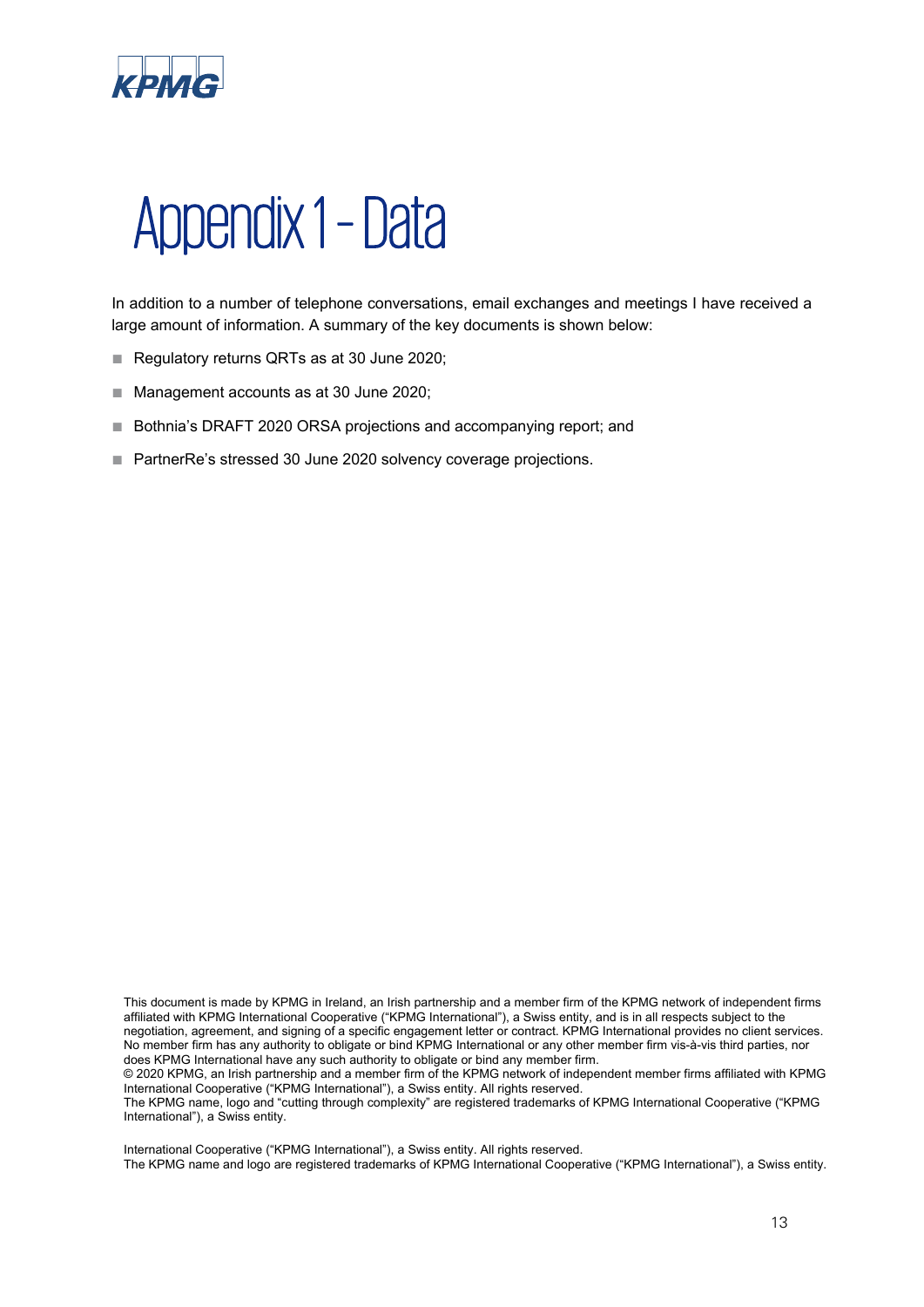# Appendix 1 – Data

In addition to a number of telephone conversations, email exchanges and meetings I have received a large amount of information. A summary of the key documents is shown below:

- Regulatory returns QRTs as at 30 June 2020;
- Management accounts as at 30 June 2020;
- Bothnia's DRAFT 2020 ORSA projections and accompanying report; and
- PartnerRe's stressed 30 June 2020 solvency coverage projections.

This document is made by KPMG in Ireland, an Irish partnership and a member firm of the KPMG network of independent firms affiliated with KPMG International Cooperative ("KPMG International"), a Swiss entity, and is in all respects subject to the negotiation, agreement, and signing of a specific engagement letter or contract. KPMG International provides no client services. No member firm has any authority to obligate or bind KPMG International or any other member firm vis-à-vis third parties, nor does KPMG International have any such authority to obligate or bind any member firm.
© 2020 KPMG, an Irish partnership and a member firm of the KPMG network of independent member firms affiliated with KPMG International Cooperative ("KPMG International"), a Swiss entity. All rights reserved.
The KPMG name, logo and "cutting through complexity" are registered trademarks of KPMG International Cooperative ("KPMG International"), a Swiss entity.

International Cooperative ("KPMG International"), a Swiss entity. All rights reserved.
The KPMG name and logo are registered trademarks of KPMG International Cooperative ("KPMG International"), a Swiss entity.